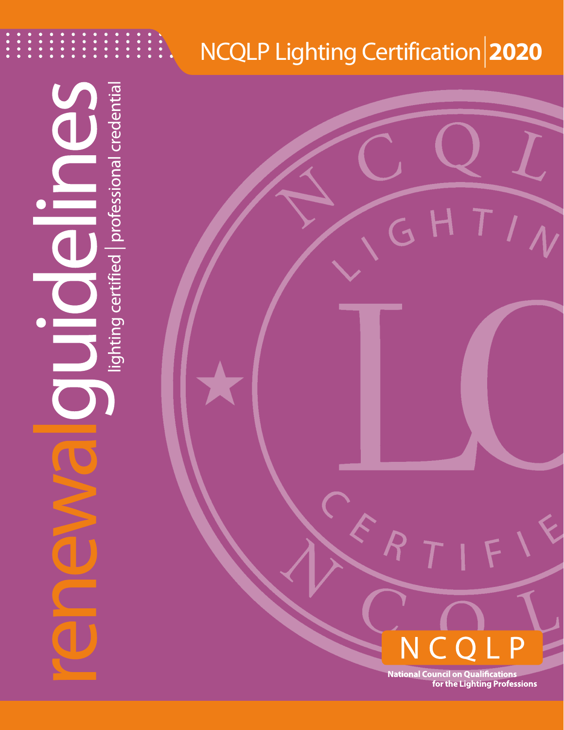# NCQLP Lighting Certification | 2020

# renewal guidelines

lighting certified | professional credential

NCQLP

National Council on Qualifications for the Lighting Professions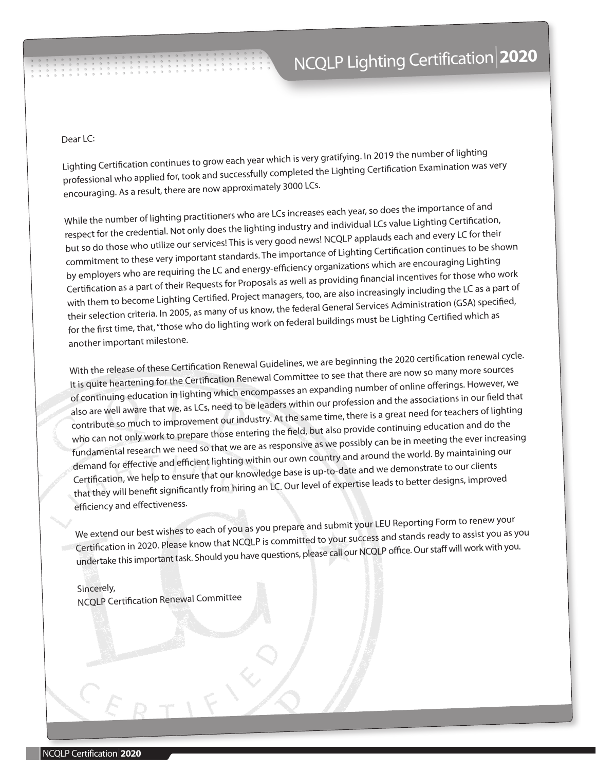Dear LC:

Lighting Certification continues to grow each year which is very gratifying. In 2019 the number of lighting professional who applied for, took and successfully completed the Lighting Certification Examination was very encouraging. As a result, there are now approximately 3000 LCs.

While the number of lighting practitioners who are LCs increases each year, so does the importance of and respect for the credential. Not only does the lighting industry and individual LCs value Lighting Certification, but so do those who utilize our services! This is very good news! NCQLP applauds each and every LC for their commitment to these very important standards. The importance of Lighting Certification continues to be shown by employers who are requiring the LC and energy-efficiency organizations which are encouraging Lighting Certification as a part of their Requests for Proposals as well as providing financial incentives for those who work with them to become Lighting Certified. Project managers, too, are also increasingly including the LC as a part of their selection criteria. In 2005, as many of us know, the federal General Services Administration (GSA) specified, for the first time, that, "those who do lighting work on federal buildings must be Lighting Certified which as another important milestone.

With the release of these Certification Renewal Guidelines, we are beginning the 2020 certification renewal cycle. It is quite heartening for the Certification Renewal Committee to see that there are now so many more sources of continuing education in lighting which encompasses an expanding number of online offerings. However, we also are well aware that we, as LCs, need to be leaders within our profession and the associations in our field that contribute so much to improvement our industry. At the same time, there is a great need for teachers of lighting who can not only work to prepare those entering the field, but also provide continuing education and do the fundamental research we need so that we are as responsive as we possibly can be in meeting the ever increasing demand for effective and efficient lighting within our own country and around the world. By maintaining our Certification, we help to ensure that our knowledge base is up-to-date and we demonstrate to our clients that they will benefit significantly from hiring an LC. Our level of expertise leads to better designs, improved efficiency and effectiveness.

We extend our best wishes to each of you as you prepare and submit your LEU Reporting Form to renew your Certification in 2020. Please know that NCQLP is committed to your success and stands ready to assist you as you undertake this important task. Should you have questions, please call our NCQLP office. Our staff will work with you.

Sincerely,
NCQLP Certification Renewal Committee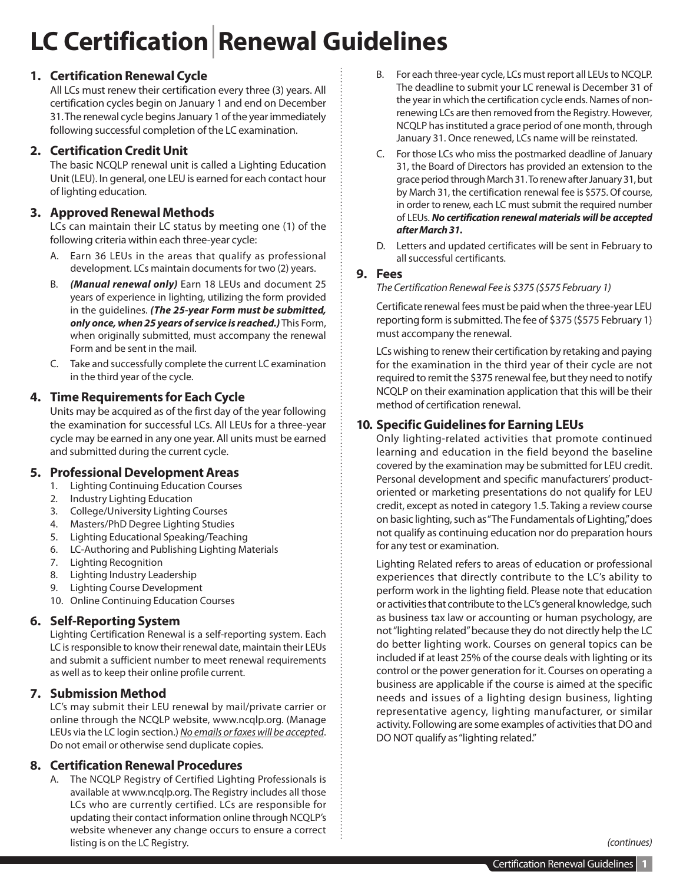# LC Certification | Renewal Guidelines

### 1. Certification Renewal Cycle

All LCs must renew their certification every three (3) years. All certification cycles begin on January 1 and end on December 31. The renewal cycle begins January 1 of the year immediately following successful completion of the LC examination.

### 2. Certification Credit Unit

The basic NCQLP renewal unit is called a Lighting Education Unit (LEU). In general, one LEU is earned for each contact hour of lighting education.

### 3. Approved Renewal Methods

LCs can maintain their LC status by meeting one (1) of the following criteria within each three-year cycle:

A. Earn 36 LEUs in the areas that qualify as professional development. LCs maintain documents for two (2) years.

B. ***(Manual renewal only)*** Earn 18 LEUs and document 25 years of experience in lighting, utilizing the form provided in the guidelines. ***(The 25-year Form must be submitted, only once, when 25 years of service is reached.)*** This Form, when originally submitted, must accompany the renewal Form and be sent in the mail.

C. Take and successfully complete the current LC examination in the third year of the cycle.

### 4. Time Requirements for Each Cycle

Units may be acquired as of the first day of the year following the examination for successful LCs. All LEUs for a three-year cycle may be earned in any one year. All units must be earned and submitted during the current cycle.

### 5. Professional Development Areas

1. Lighting Continuing Education Courses
2. Industry Lighting Education
3. College/University Lighting Courses
4. Masters/PhD Degree Lighting Studies
5. Lighting Educational Speaking/Teaching
6. LC-Authoring and Publishing Lighting Materials
7. Lighting Recognition
8. Lighting Industry Leadership
9. Lighting Course Development
10. Online Continuing Education Courses

### 6. Self-Reporting System

Lighting Certification Renewal is a self-reporting system. Each LC is responsible to know their renewal date, maintain their LEUs and submit a sufficient number to meet renewal requirements as well as to keep their online profile current.

### 7. Submission Method

LC's may submit their LEU renewal by mail/private carrier or online through the NCQLP website, www.ncqlp.org. (Manage LEUs via the LC login section.) <u>No emails or faxes will be accepted</u>. Do not email or otherwise send duplicate copies.

### 8. Certification Renewal Procedures

A. The NCQLP Registry of Certified Lighting Professionals is available at www.ncqlp.org. The Registry includes all those LCs who are currently certified. LCs are responsible for updating their contact information online through NCQLP's website whenever any change occurs to ensure a correct listing is on the LC Registry.

B. For each three-year cycle, LCs must report all LEUs to NCQLP. The deadline to submit your LC renewal is December 31 of the year in which the certification cycle ends. Names of non-renewing LCs are then removed from the Registry. However, NCQLP has instituted a grace period of one month, through January 31. Once renewed, LCs name will be reinstated.

C. For those LCs who miss the postmarked deadline of January 31, the Board of Directors has provided an extension to the grace period through March 31. To renew after January 31, but by March 31, the certification renewal fee is $575. Of course, in order to renew, each LC must submit the required number of LEUs. ***No certification renewal materials will be accepted after March 31.***

D. Letters and updated certificates will be sent in February to all successful certificants.

### 9. Fees

*The Certification Renewal Fee is $375 ($575 February 1)*

Certificate renewal fees must be paid when the three-year LEU reporting form is submitted. The fee of $375 ($575 February 1) must accompany the renewal.

LCs wishing to renew their certification by retaking and paying for the examination in the third year of their cycle are not required to remit the $375 renewal fee, but they need to notify NCQLP on their examination application that this will be their method of certification renewal.

### 10. Specific Guidelines for Earning LEUs

Only lighting-related activities that promote continued learning and education in the field beyond the baseline covered by the examination may be submitted for LEU credit. Personal development and specific manufacturers' product-oriented or marketing presentations do not qualify for LEU credit, except as noted in category 1.5. Taking a review course on basic lighting, such as "The Fundamentals of Lighting," does not qualify as continuing education nor do preparation hours for any test or examination.

Lighting Related refers to areas of education or professional experiences that directly contribute to the LC's ability to perform work in the lighting field. Please note that education or activities that contribute to the LC's general knowledge, such as business tax law or accounting or human psychology, are not "lighting related" because they do not directly help the LC do better lighting work. Courses on general topics can be included if at least 25% of the course deals with lighting or its control or the power generation for it. Courses on operating a business are applicable if the course is aimed at the specific needs and issues of a lighting design business, lighting representative agency, lighting manufacturer, or similar activity. Following are some examples of activities that DO and DO NOT qualify as "lighting related."

*(continues)*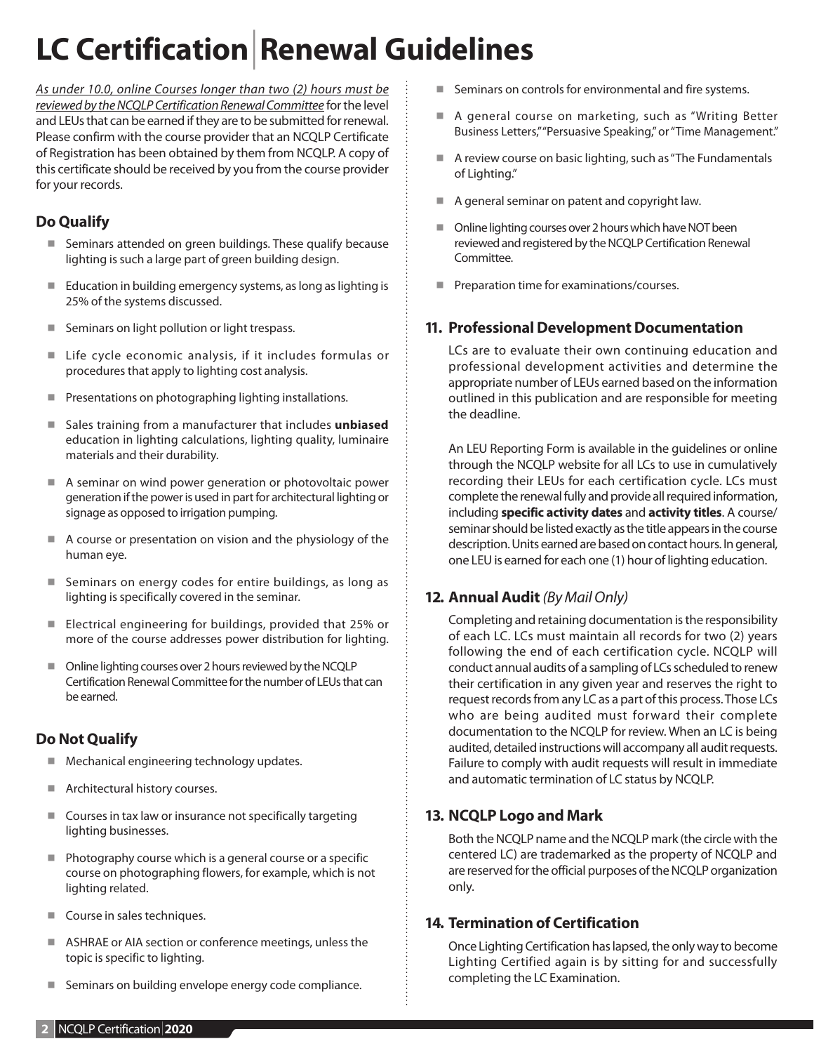# LC Certification | Renewal Guidelines

_As under 10.0, online Courses longer than two (2) hours must be reviewed by the NCQLP Certification Renewal Committee_ for the level and LEUs that can be earned if they are to be submitted for renewal. Please confirm with the course provider that an NCQLP Certificate of Registration has been obtained by them from NCQLP. A copy of this certificate should be received by you from the course provider for your records.

### Do Qualify

- Seminars attended on green buildings. These qualify because lighting is such a large part of green building design.
- Education in building emergency systems, as long as lighting is 25% of the systems discussed.
- Seminars on light pollution or light trespass.
- Life cycle economic analysis, if it includes formulas or procedures that apply to lighting cost analysis.
- Presentations on photographing lighting installations.
- Sales training from a manufacturer that includes **unbiased** education in lighting calculations, lighting quality, luminaire materials and their durability.
- A seminar on wind power generation or photovoltaic power generation if the power is used in part for architectural lighting or signage as opposed to irrigation pumping.
- A course or presentation on vision and the physiology of the human eye.
- Seminars on energy codes for entire buildings, as long as lighting is specifically covered in the seminar.
- Electrical engineering for buildings, provided that 25% or more of the course addresses power distribution for lighting.
- Online lighting courses over 2 hours reviewed by the NCQLP Certification Renewal Committee for the number of LEUs that can be earned.

### Do Not Qualify

- Mechanical engineering technology updates.
- Architectural history courses.
- Courses in tax law or insurance not specifically targeting lighting businesses.
- Photography course which is a general course or a specific course on photographing flowers, for example, which is not lighting related.
- Course in sales techniques.
- ASHRAE or AIA section or conference meetings, unless the topic is specific to lighting.
- Seminars on building envelope energy code compliance.
- Seminars on controls for environmental and fire systems.
- A general course on marketing, such as "Writing Better Business Letters," "Persuasive Speaking," or "Time Management."
- A review course on basic lighting, such as "The Fundamentals of Lighting."
- A general seminar on patent and copyright law.
- Online lighting courses over 2 hours which have NOT been reviewed and registered by the NCQLP Certification Renewal Committee.
- Preparation time for examinations/courses.

### 11. Professional Development Documentation

LCs are to evaluate their own continuing education and professional development activities and determine the appropriate number of LEUs earned based on the information outlined in this publication and are responsible for meeting the deadline.

An LEU Reporting Form is available in the guidelines or online through the NCQLP website for all LCs to use in cumulatively recording their LEUs for each certification cycle. LCs must complete the renewal fully and provide all required information, including **specific activity dates** and **activity titles**. A course/seminar should be listed exactly as the title appears in the course description. Units earned are based on contact hours. In general, one LEU is earned for each one (1) hour of lighting education.

### 12. Annual Audit *(By Mail Only)*

Completing and retaining documentation is the responsibility of each LC. LCs must maintain all records for two (2) years following the end of each certification cycle. NCQLP will conduct annual audits of a sampling of LCs scheduled to renew their certification in any given year and reserves the right to request records from any LC as a part of this process. Those LCs who are being audited must forward their complete documentation to the NCQLP for review. When an LC is being audited, detailed instructions will accompany all audit requests. Failure to comply with audit requests will result in immediate and automatic termination of LC status by NCQLP.

### 13. NCQLP Logo and Mark

Both the NCQLP name and the NCQLP mark (the circle with the centered LC) are trademarked as the property of NCQLP and are reserved for the official purposes of the NCQLP organization only.

### 14. Termination of Certification

Once Lighting Certification has lapsed, the only way to become Lighting Certified again is by sitting for and successfully completing the LC Examination.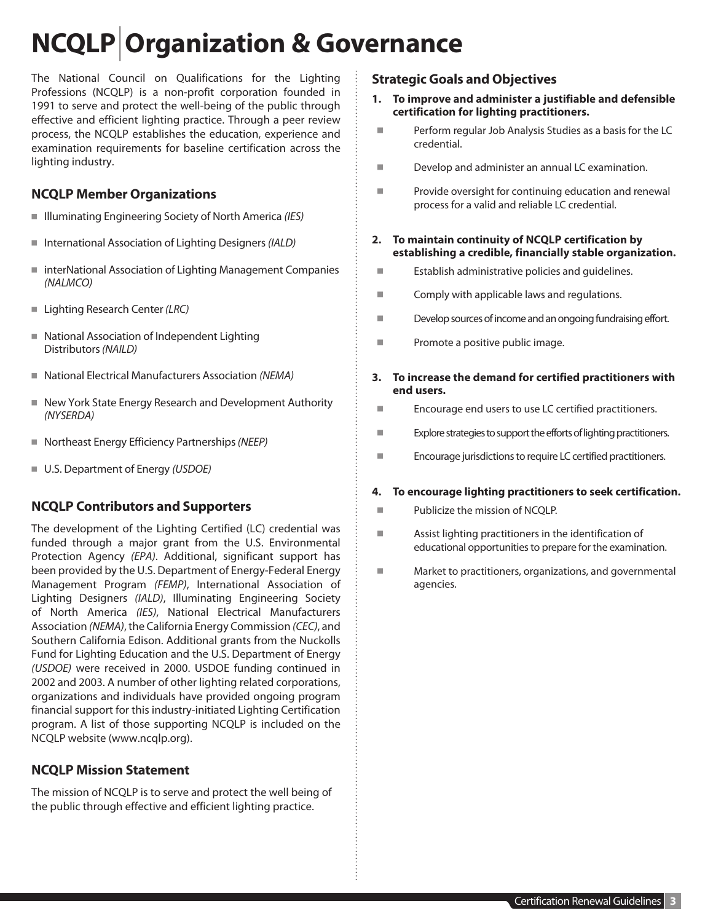# NCQLP | Organization & Governance

The National Council on Qualifications for the Lighting Professions (NCQLP) is a non-profit corporation founded in 1991 to serve and protect the well-being of the public through effective and efficient lighting practice. Through a peer review process, the NCQLP establishes the education, experience and examination requirements for baseline certification across the lighting industry.

### NCQLP Member Organizations

- Illuminating Engineering Society of North America *(IES)*
- International Association of Lighting Designers *(IALD)*
- interNational Association of Lighting Management Companies *(NALMCO)*
- Lighting Research Center *(LRC)*
- National Association of Independent Lighting Distributors *(NAILD)*
- National Electrical Manufacturers Association *(NEMA)*
- New York State Energy Research and Development Authority *(NYSERDA)*
- Northeast Energy Efficiency Partnerships *(NEEP)*
- U.S. Department of Energy *(USDOE)*

### NCQLP Contributors and Supporters

The development of the Lighting Certified (LC) credential was funded through a major grant from the U.S. Environmental Protection Agency *(EPA)*. Additional, significant support has been provided by the U.S. Department of Energy-Federal Energy Management Program *(FEMP)*, International Association of Lighting Designers *(IALD)*, Illuminating Engineering Society of North America *(IES)*, National Electrical Manufacturers Association *(NEMA)*, the California Energy Commission *(CEC)*, and Southern California Edison. Additional grants from the Nuckolls Fund for Lighting Education and the U.S. Department of Energy *(USDOE)* were received in 2000. USDOE funding continued in 2002 and 2003. A number of other lighting related corporations, organizations and individuals have provided ongoing program financial support for this industry-initiated Lighting Certification program. A list of those supporting NCQLP is included on the NCQLP website (www.ncqlp.org).

### NCQLP Mission Statement

The mission of NCQLP is to serve and protect the well being of the public through effective and efficient lighting practice.

### Strategic Goals and Objectives

1. **To improve and administer a justifiable and defensible certification for lighting practitioners.**
   - Perform regular Job Analysis Studies as a basis for the LC credential.
   - Develop and administer an annual LC examination.
   - Provide oversight for continuing education and renewal process for a valid and reliable LC credential.

2. **To maintain continuity of NCQLP certification by establishing a credible, financially stable organization.**
   - Establish administrative policies and guidelines.
   - Comply with applicable laws and regulations.
   - Develop sources of income and an ongoing fundraising effort.
   - Promote a positive public image.

3. **To increase the demand for certified practitioners with end users.**
   - Encourage end users to use LC certified practitioners.
   - Explore strategies to support the efforts of lighting practitioners.
   - Encourage jurisdictions to require LC certified practitioners.

4. **To encourage lighting practitioners to seek certification.**
   - Publicize the mission of NCQLP.
   - Assist lighting practitioners in the identification of educational opportunities to prepare for the examination.
   - Market to practitioners, organizations, and governmental agencies.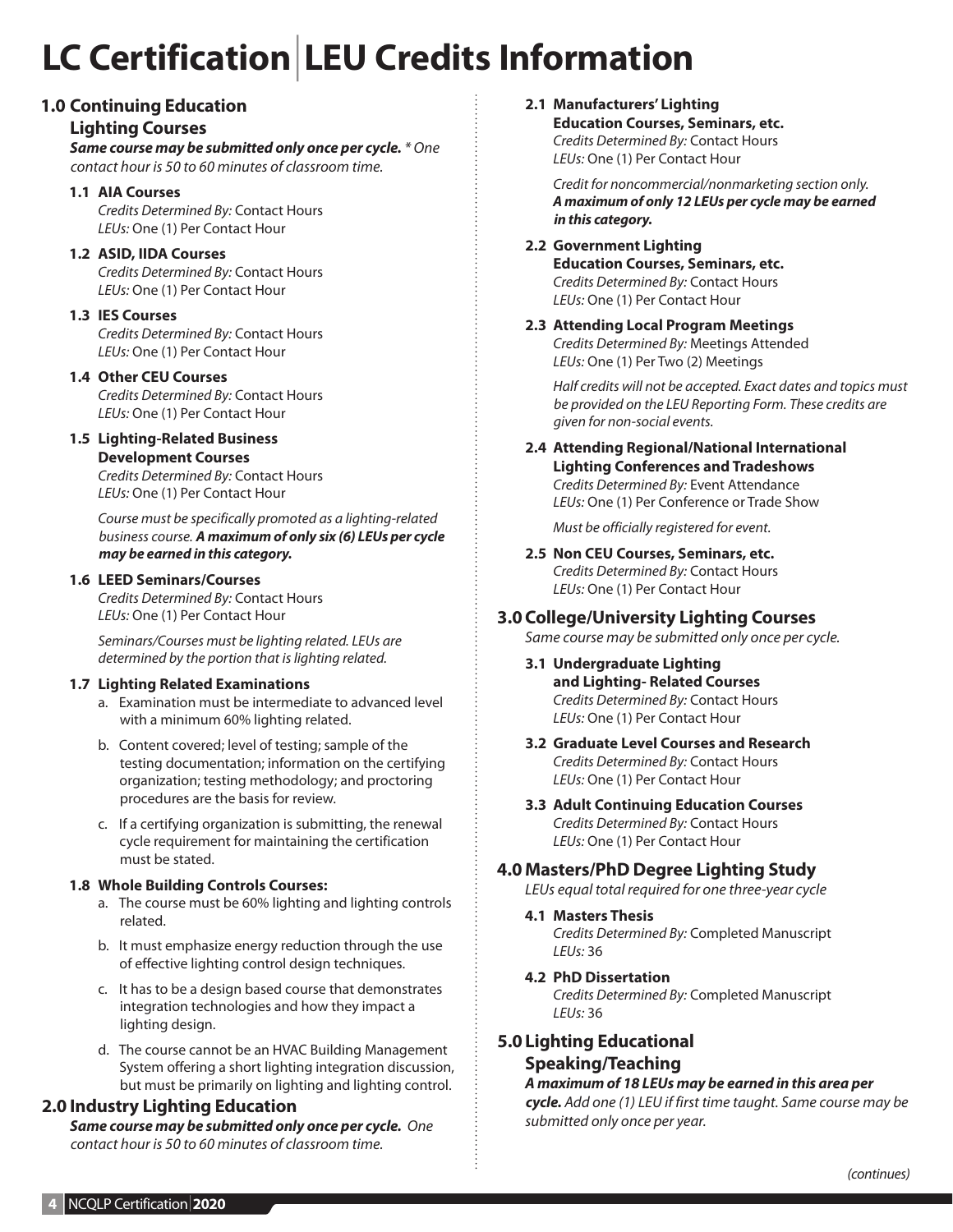# LC Certification | LEU Credits Information

## 1.0 Continuing Education Lighting Courses

***Same course may be submitted only once per cycle.*** *\* One contact hour is 50 to 60 minutes of classroom time.*

### 1.1 AIA Courses

*Credits Determined By:* Contact Hours
*LEUs:* One (1) Per Contact Hour

### 1.2 ASID, IIDA Courses

*Credits Determined By:* Contact Hours
*LEUs:* One (1) Per Contact Hour

### 1.3 IES Courses

*Credits Determined By:* Contact Hours
*LEUs:* One (1) Per Contact Hour

### 1.4 Other CEU Courses

*Credits Determined By:* Contact Hours
*LEUs:* One (1) Per Contact Hour

### 1.5 Lighting-Related Business Development Courses

*Credits Determined By:* Contact Hours
*LEUs:* One (1) Per Contact Hour

*Course must be specifically promoted as a lighting-related business course.* ***A maximum of only six (6) LEUs per cycle may be earned in this category.***

### 1.6 LEED Seminars/Courses

*Credits Determined By:* Contact Hours
*LEUs:* One (1) Per Contact Hour

*Seminars/Courses must be lighting related. LEUs are determined by the portion that is lighting related.*

### 1.7 Lighting Related Examinations

a. Examination must be intermediate to advanced level with a minimum 60% lighting related.

b. Content covered; level of testing; sample of the testing documentation; information on the certifying organization; testing methodology; and proctoring procedures are the basis for review.

c. If a certifying organization is submitting, the renewal cycle requirement for maintaining the certification must be stated.

### 1.8 Whole Building Controls Courses:

a. The course must be 60% lighting and lighting controls related.

b. It must emphasize energy reduction through the use of effective lighting control design techniques.

c. It has to be a design based course that demonstrates integration technologies and how they impact a lighting design.

d. The course cannot be an HVAC Building Management System offering a short lighting integration discussion, but must be primarily on lighting and lighting control.

## 2.0 Industry Lighting Education

***Same course may be submitted only once per cycle.*** *One contact hour is 50 to 60 minutes of classroom time.*

### 2.1 Manufacturers' Lighting Education Courses, Seminars, etc.

*Credits Determined By:* Contact Hours
*LEUs:* One (1) Per Contact Hour

*Credit for noncommercial/nonmarketing section only.* ***A maximum of only 12 LEUs per cycle may be earned in this category.***

### 2.2 Government Lighting Education Courses, Seminars, etc.

*Credits Determined By:* Contact Hours
*LEUs:* One (1) Per Contact Hour

### 2.3 Attending Local Program Meetings

*Credits Determined By:* Meetings Attended
*LEUs:* One (1) Per Two (2) Meetings

*Half credits will not be accepted. Exact dates and topics must be provided on the LEU Reporting Form. These credits are given for non-social events.*

### 2.4 Attending Regional/National International Lighting Conferences and Tradeshows

*Credits Determined By:* Event Attendance
*LEUs:* One (1) Per Conference or Trade Show

*Must be officially registered for event.*

### 2.5 Non CEU Courses, Seminars, etc.

*Credits Determined By:* Contact Hours
*LEUs:* One (1) Per Contact Hour

## 3.0 College/University Lighting Courses

*Same course may be submitted only once per cycle.*

### 3.1 Undergraduate Lighting and Lighting- Related Courses

*Credits Determined By:* Contact Hours
*LEUs:* One (1) Per Contact Hour

### 3.2 Graduate Level Courses and Research

*Credits Determined By:* Contact Hours
*LEUs:* One (1) Per Contact Hour

### 3.3 Adult Continuing Education Courses

*Credits Determined By:* Contact Hours
*LEUs:* One (1) Per Contact Hour

## 4.0 Masters/PhD Degree Lighting Study

*LEUs equal total required for one three-year cycle*

### 4.1 Masters Thesis

*Credits Determined By:* Completed Manuscript
*LEUs:* 36

### 4.2 PhD Dissertation

*Credits Determined By:* Completed Manuscript
*LEUs:* 36

## 5.0 Lighting Educational Speaking/Teaching

***A maximum of 18 LEUs may be earned in this area per cycle.*** *Add one (1) LEU if first time taught. Same course may be submitted only once per year.*

*(continues)*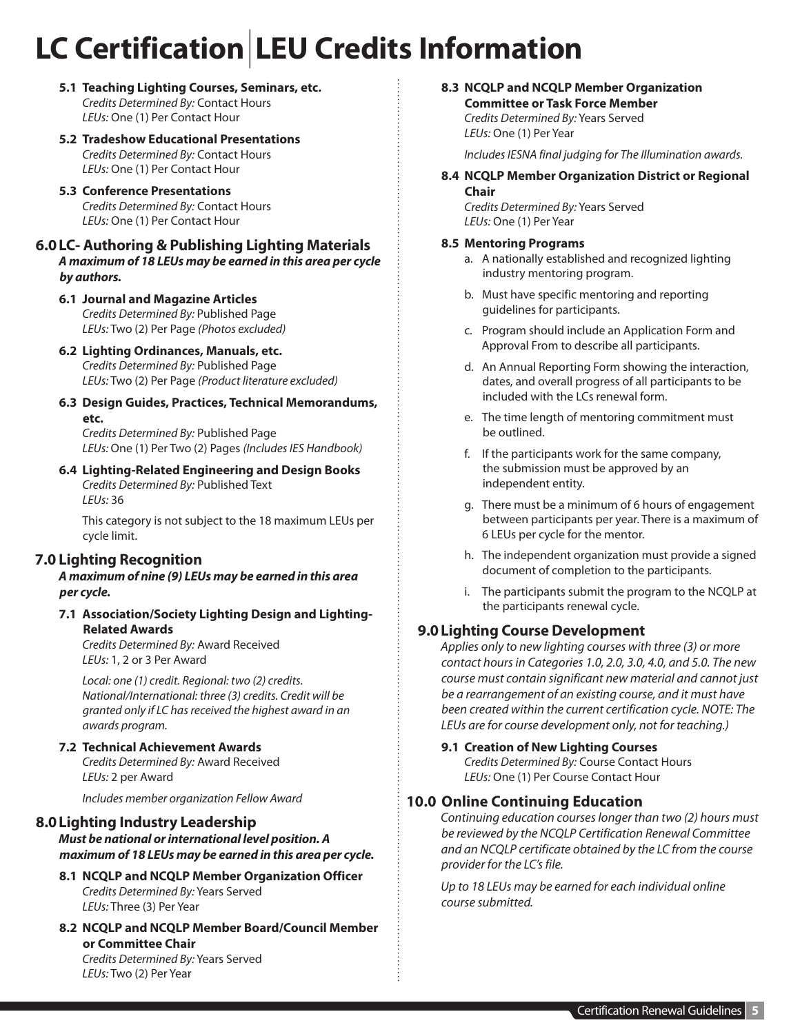# LC Certification | LEU Credits Information

**5.1 Teaching Lighting Courses, Seminars, etc.**
*Credits Determined By:* Contact Hours
*LEUs:* One (1) Per Contact Hour

**5.2 Tradeshow Educational Presentations**
*Credits Determined By:* Contact Hours
*LEUs:* One (1) Per Contact Hour

**5.3 Conference Presentations**
*Credits Determined By:* Contact Hours
*LEUs:* One (1) Per Contact Hour

## 6.0 LC- Authoring & Publishing Lighting Materials

***A maximum of 18 LEUs may be earned in this area per cycle by authors.***

**6.1 Journal and Magazine Articles**
*Credits Determined By:* Published Page
*LEUs:* Two (2) Per Page *(Photos excluded)*

**6.2 Lighting Ordinances, Manuals, etc.**
*Credits Determined By:* Published Page
*LEUs:* Two (2) Per Page *(Product literature excluded)*

**6.3 Design Guides, Practices, Technical Memorandums, etc.**
*Credits Determined By:* Published Page
*LEUs:* One (1) Per Two (2) Pages *(Includes IES Handbook)*

**6.4 Lighting-Related Engineering and Design Books**
*Credits Determined By:* Published Text
*LEUs:* 36

This category is not subject to the 18 maximum LEUs per cycle limit.

## 7.0 Lighting Recognition

***A maximum of nine (9) LEUs may be earned in this area per cycle.***

**7.1 Association/Society Lighting Design and Lighting-Related Awards**
*Credits Determined By:* Award Received
*LEUs:* 1, 2 or 3 Per Award

*Local: one (1) credit. Regional: two (2) credits. National/International: three (3) credits. Credit will be granted only if LC has received the highest award in an awards program.*

**7.2 Technical Achievement Awards**
*Credits Determined By:* Award Received
*LEUs:* 2 per Award

*Includes member organization Fellow Award*

## 8.0 Lighting Industry Leadership

***Must be national or international level position. A maximum of 18 LEUs may be earned in this area per cycle.***

**8.1 NCQLP and NCQLP Member Organization Officer**
*Credits Determined By:* Years Served
*LEUs:* Three (3) Per Year

**8.2 NCQLP and NCQLP Member Board/Council Member or Committee Chair**
*Credits Determined By:* Years Served
*LEUs:* Two (2) Per Year

**8.3 NCQLP and NCQLP Member Organization Committee or Task Force Member**
*Credits Determined By:* Years Served
*LEUs:* One (1) Per Year

*Includes IESNA final judging for The Illumination awards.*

**8.4 NCQLP Member Organization District or Regional Chair**
*Credits Determined By:* Years Served
*LEUs:* One (1) Per Year

**8.5 Mentoring Programs**

a. A nationally established and recognized lighting industry mentoring program.

b. Must have specific mentoring and reporting guidelines for participants.

c. Program should include an Application Form and Approval From to describe all participants.

d. An Annual Reporting Form showing the interaction, dates, and overall progress of all participants to be included with the LCs renewal form.

e. The time length of mentoring commitment must be outlined.

f. If the participants work for the same company, the submission must be approved by an independent entity.

g. There must be a minimum of 6 hours of engagement between participants per year. There is a maximum of 6 LEUs per cycle for the mentor.

h. The independent organization must provide a signed document of completion to the participants.

i. The participants submit the program to the NCQLP at the participants renewal cycle.

## 9.0 Lighting Course Development

*Applies only to new lighting courses with three (3) or more contact hours in Categories 1.0, 2.0, 3.0, 4.0, and 5.0. The new course must contain significant new material and cannot just be a rearrangement of an existing course, and it must have been created within the current certification cycle. NOTE: The LEUs are for course development only, not for teaching.)*

**9.1 Creation of New Lighting Courses**
*Credits Determined By:* Course Contact Hours
*LEUs:* One (1) Per Course Contact Hour

## 10.0 Online Continuing Education

*Continuing education courses longer than two (2) hours must be reviewed by the NCQLP Certification Renewal Committee and an NCQLP certificate obtained by the LC from the course provider for the LC's file.*

*Up to 18 LEUs may be earned for each individual online course submitted.*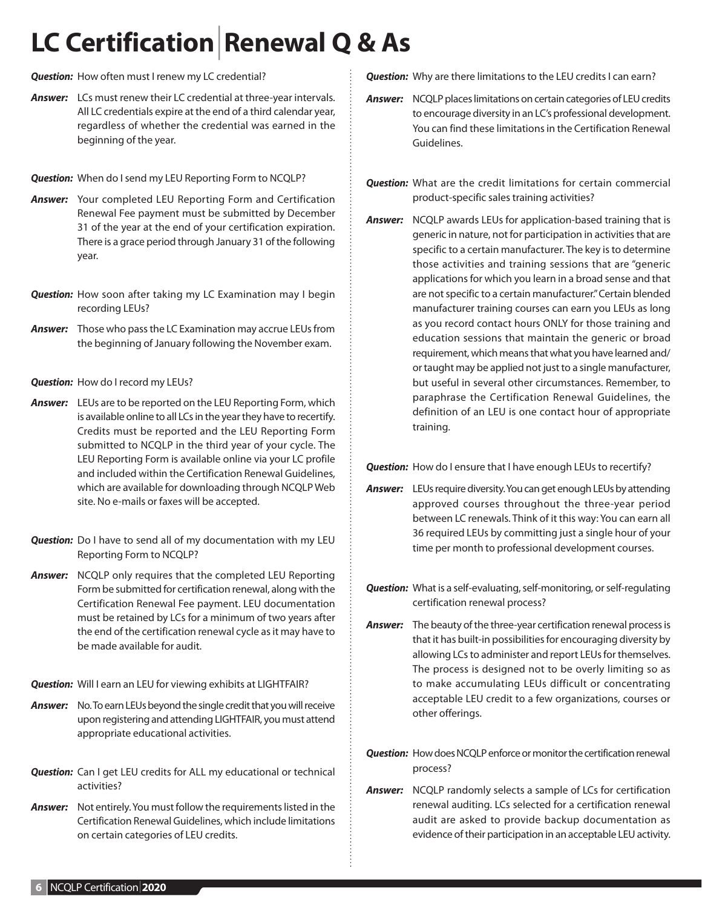# LC Certification | Renewal Q & As

***Question:*** How often must I renew my LC credential?

***Answer:*** LCs must renew their LC credential at three-year intervals. All LC credentials expire at the end of a third calendar year, regardless of whether the credential was earned in the beginning of the year.

***Question:*** When do I send my LEU Reporting Form to NCQLP?

***Answer:*** Your completed LEU Reporting Form and Certification Renewal Fee payment must be submitted by December 31 of the year at the end of your certification expiration. There is a grace period through January 31 of the following year.

***Question:*** How soon after taking my LC Examination may I begin recording LEUs?

***Answer:*** Those who pass the LC Examination may accrue LEUs from the beginning of January following the November exam.

***Question:*** How do I record my LEUs?

***Answer:*** LEUs are to be reported on the LEU Reporting Form, which is available online to all LCs in the year they have to recertify. Credits must be reported and the LEU Reporting Form submitted to NCQLP in the third year of your cycle. The LEU Reporting Form is available online via your LC profile and included within the Certification Renewal Guidelines, which are available for downloading through NCQLP Web site. No e-mails or faxes will be accepted.

***Question:*** Do I have to send all of my documentation with my LEU Reporting Form to NCQLP?

***Answer:*** NCQLP only requires that the completed LEU Reporting Form be submitted for certification renewal, along with the Certification Renewal Fee payment. LEU documentation must be retained by LCs for a minimum of two years after the end of the certification renewal cycle as it may have to be made available for audit.

***Question:*** Will I earn an LEU for viewing exhibits at LIGHTFAIR?

***Answer:*** No. To earn LEUs beyond the single credit that you will receive upon registering and attending LIGHTFAIR, you must attend appropriate educational activities.

***Question:*** Can I get LEU credits for ALL my educational or technical activities?

***Answer:*** Not entirely. You must follow the requirements listed in the Certification Renewal Guidelines, which include limitations on certain categories of LEU credits.

***Question:*** Why are there limitations to the LEU credits I can earn?

***Answer:*** NCQLP places limitations on certain categories of LEU credits to encourage diversity in an LC's professional development. You can find these limitations in the Certification Renewal Guidelines.

***Question:*** What are the credit limitations for certain commercial product-specific sales training activities?

***Answer:*** NCQLP awards LEUs for application-based training that is generic in nature, not for participation in activities that are specific to a certain manufacturer. The key is to determine those activities and training sessions that are "generic applications for which you learn in a broad sense and that are not specific to a certain manufacturer." Certain blended manufacturer training courses can earn you LEUs as long as you record contact hours ONLY for those training and education sessions that maintain the generic or broad requirement, which means that what you have learned and/or taught may be applied not just to a single manufacturer, but useful in several other circumstances. Remember, to paraphrase the Certification Renewal Guidelines, the definition of an LEU is one contact hour of appropriate training.

***Question:*** How do I ensure that I have enough LEUs to recertify?

***Answer:*** LEUs require diversity. You can get enough LEUs by attending approved courses throughout the three-year period between LC renewals. Think of it this way: You can earn all 36 required LEUs by committing just a single hour of your time per month to professional development courses.

***Question:*** What is a self-evaluating, self-monitoring, or self-regulating certification renewal process?

***Answer:*** The beauty of the three-year certification renewal process is that it has built-in possibilities for encouraging diversity by allowing LCs to administer and report LEUs for themselves. The process is designed not to be overly limiting so as to make accumulating LEUs difficult or concentrating acceptable LEU credit to a few organizations, courses or other offerings.

***Question:*** How does NCQLP enforce or monitor the certification renewal process?

***Answer:*** NCQLP randomly selects a sample of LCs for certification renewal auditing. LCs selected for a certification renewal audit are asked to provide backup documentation as evidence of their participation in an acceptable LEU activity.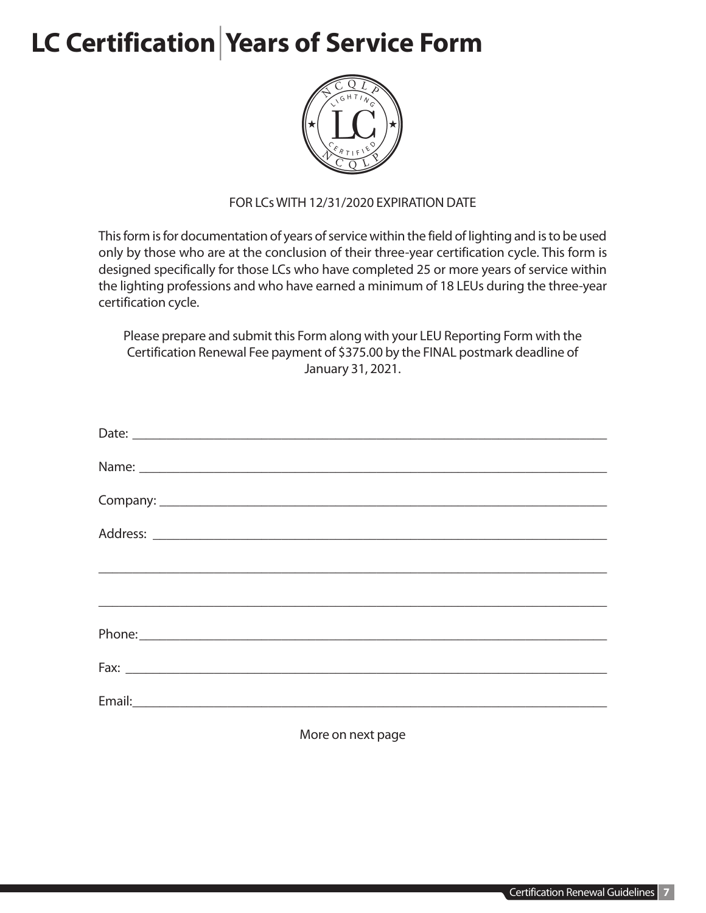# LC Certification | Years of Service Form

FOR LCs WITH 12/31/2020 EXPIRATION DATE

This form is for documentation of years of service within the field of lighting and is to be used only by those who are at the conclusion of their three-year certification cycle. This form is designed specifically for those LCs who have completed 25 or more years of service within the lighting professions and who have earned a minimum of 18 LEUs during the three-year certification cycle.

Please prepare and submit this Form along with your LEU Reporting Form with the Certification Renewal Fee payment of $375.00 by the FINAL postmark deadline of January 31, 2021.

Date: ____________________________________________________________

Name: ____________________________________________________________

Company: _________________________________________________________

Address: __________________________________________________________

__________________________________________________________________

__________________________________________________________________

Phone: ____________________________________________________________

Fax: ______________________________________________________________

Email: _____________________________________________________________

More on next page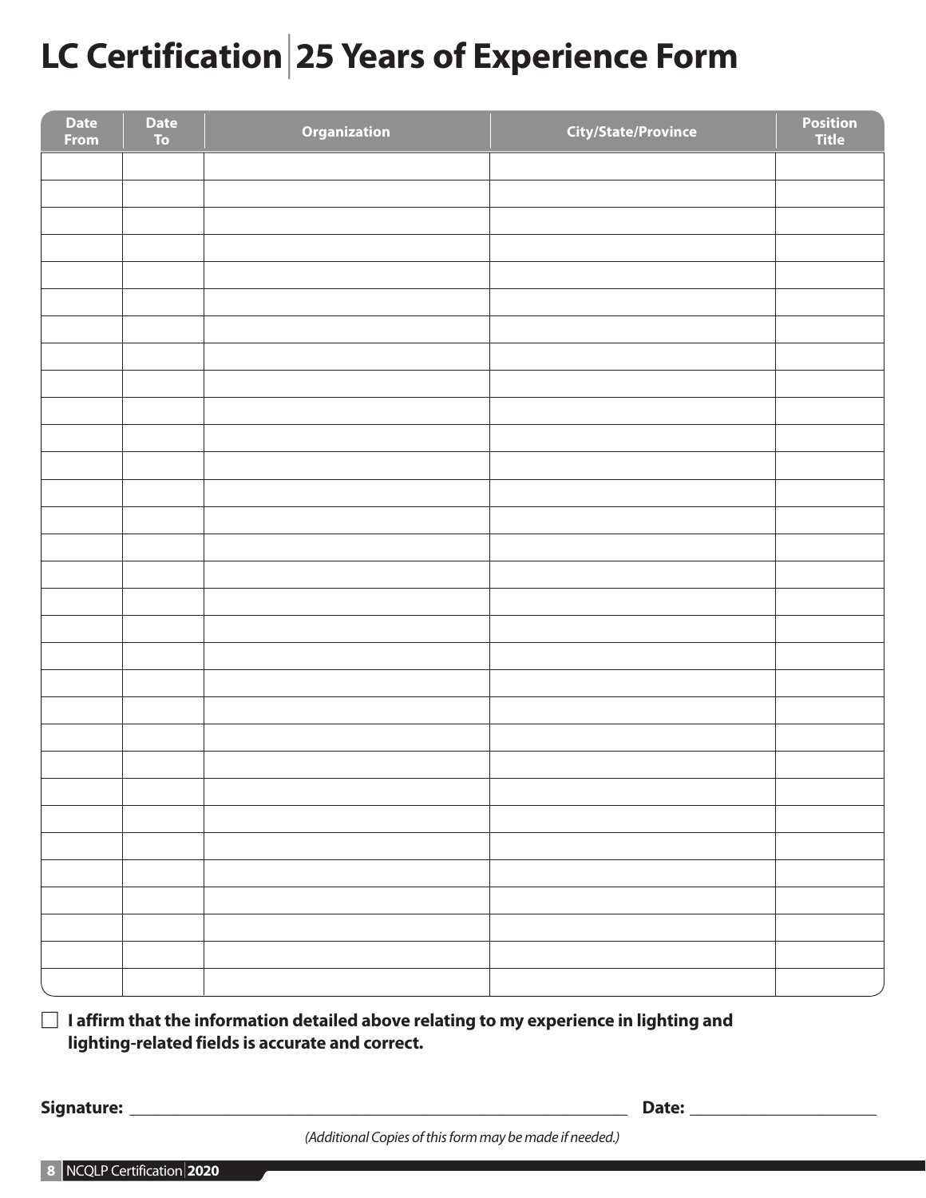# LC Certification | 25 Years of Experience Form

| Date From | Date To | Organization | City/State/Province | Position Title |
|---|---|---|---|---|
| | | | | |
| | | | | |
| | | | | |
| | | | | |
| | | | | |
| | | | | |
| | | | | |
| | | | | |
| | | | | |
| | | | | |
| | | | | |
| | | | | |
| | | | | |
| | | | | |
| | | | | |
| | | | | |
| | | | | |
| | | | | |
| | | | | |
| | | | | |
| | | | | |
| | | | | |
| | | | | |
| | | | | |
| | | | | |
| | | | | |
| | | | | |
| | | | | |
| | | | | |
| | | | | |
| | | | | |

☐ **I affirm that the information detailed above relating to my experience in lighting and lighting-related fields is accurate and correct.**

**Signature:** ______________________________ **Date:** ____________________

*(Additional Copies of this form may be made if needed.)*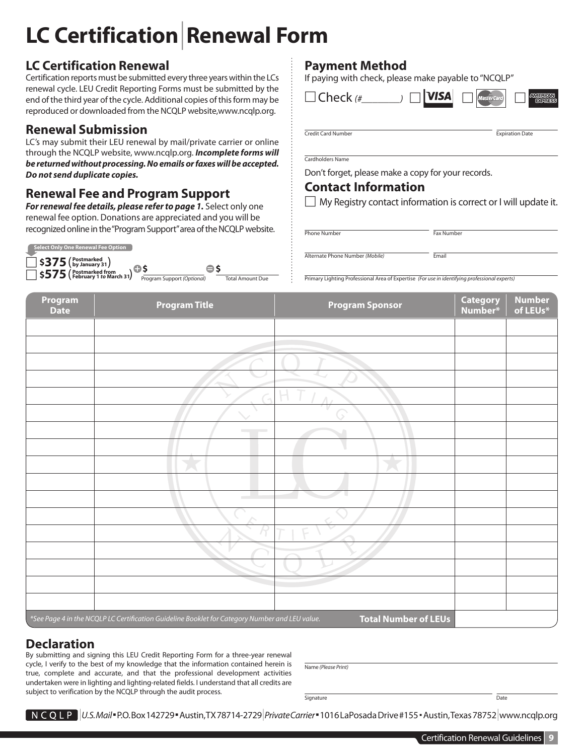# LC Certification | Renewal Form

## LC Certification Renewal

Certification reports must be submitted every three years within the LCs renewal cycle. LEU Credit Reporting Forms must be submitted by the end of the third year of the cycle. Additional copies of this form may be reproduced or downloaded from the NCQLP website,www.ncqlp.org.

## Renewal Submission

LC's may submit their LEU renewal by mail/private carrier or online through the NCQLP website, www.ncqlp.org. ***Incomplete forms will be returned without processing. No emails or faxes will be accepted. Do not send duplicate copies.***

## Renewal Fee and Program Support

***For renewal fee details, please refer to page 1.*** Select only one renewal fee option. Donations are appreciated and you will be recognized online in the "Program Support" area of the NCQLP website.

**Select Only One Renewal Fee Option**

☐ **$375** (Postmarked by January 31)
☐ **$575** (Postmarked from February 1 to March 31)

+ $______ Program Support *(Optional)*   = $______ Total Amount Due

## Payment Method

If paying with check, please make payable to "NCQLP"

☐ Check *(#________)* ☐ VISA ☐ MasterCard ☐ American Express

Credit Card Number ____________________ Expiration Date ________

Cardholders Name ____________________

Don't forget, please make a copy for your records.

## Contact Information

☐ My Registry contact information is correct or I will update it.

Phone Number ____________ Fax Number ____________

Alternate Phone Number *(Mobile)* ____________ Email ____________

Primary Lighting Professional Area of Expertise *(For use in identifying professional experts)* ____________

| Program Date | Program Title | Program Sponsor | Category Number* | Number of LEUs* |
|---|---|---|---|---|
| | | | | |
| | | | | |
| | | | | |
| | | | | |
| | | | | |
| | | | | |
| | | | | |
| | | | | |
| | | | | |
| | | | | |
| | | | | |
| | | | | |
| | | | | |
| | | | | |
| | | | | |
| | | | | |
| | | | | |
| *\*See Page 4 in the NCQLP LC Certification Guideline Booklet for Category Number and LEU value.* | | | **Total Number of LEUs** | |

## Declaration

By submitting and signing this LEU Credit Reporting Form for a three-year renewal cycle, I verify to the best of my knowledge that the information contained herein is true, complete and accurate, and that the professional development activities undertaken were in lighting and lighting-related fields. I understand that all credits are subject to verification by the NCQLP through the audit process.

Name *(Please Print)* ____________________

Signature ____________________ Date ________

NCQLP | *U.S. Mail* ▪ P.O. Box 142729 ▪ Austin, TX 78714-2729 | *Private Carrier* ▪ 1016 LaPosada Drive #155 ▪ Austin, Texas 78752 | www.ncqlp.org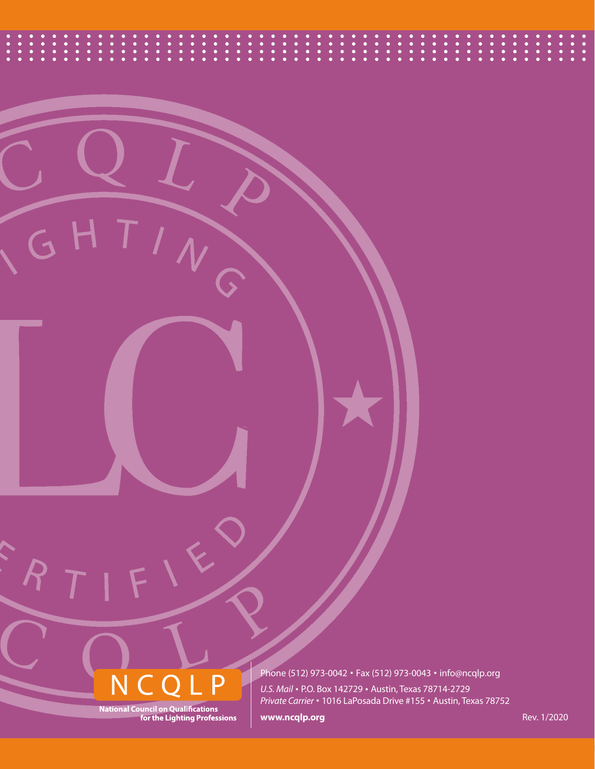NCQLP

National Council on Qualifications for the Lighting Professions

Phone (512) 973-0042 • Fax (512) 973-0043 • info@ncqlp.org

*U.S. Mail* • P.O. Box 142729 • Austin, Texas 78714-2729

*Private Carrier* • 1016 LaPosada Drive #155 • Austin, Texas 78752

**www.ncqlp.org**

Rev. 1/2020